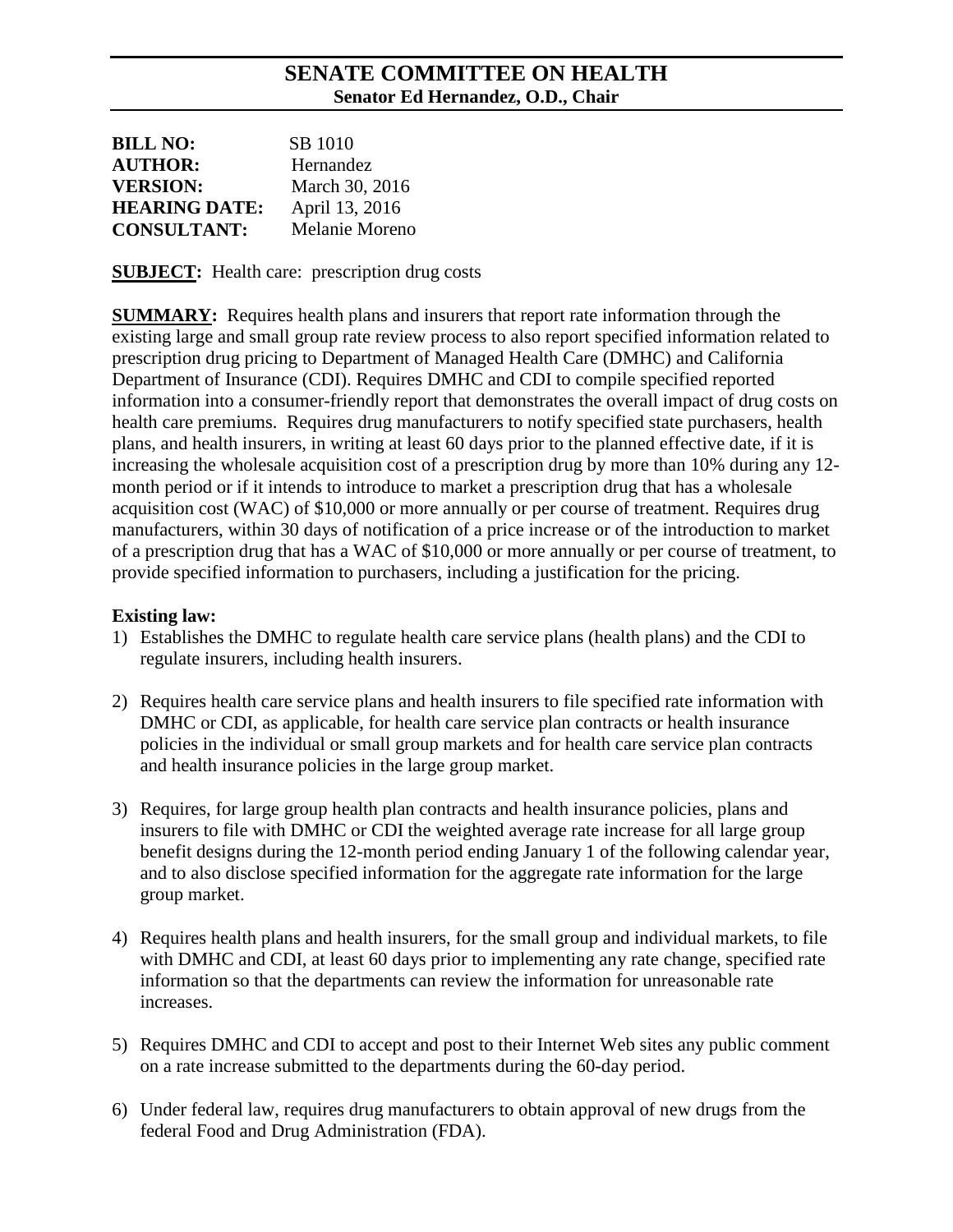# SENATE COMMITTEE ON HEALTH

**Senator Ed Hernandez, O.D., Chair**

| | |
|---|---|
| **BILL NO:** | SB 1010 |
| **AUTHOR:** | Hernandez |
| **VERSION:** | March 30, 2016 |
| **HEARING DATE:** | April 13, 2016 |
| **CONSULTANT:** | Melanie Moreno |

**SUBJECT:** Health care: prescription drug costs

**SUMMARY:** Requires health plans and insurers that report rate information through the existing large and small group rate review process to also report specified information related to prescription drug pricing to Department of Managed Health Care (DMHC) and California Department of Insurance (CDI). Requires DMHC and CDI to compile specified reported information into a consumer-friendly report that demonstrates the overall impact of drug costs on health care premiums. Requires drug manufacturers to notify specified state purchasers, health plans, and health insurers, in writing at least 60 days prior to the planned effective date, if it is increasing the wholesale acquisition cost of a prescription drug by more than 10% during any 12-month period or if it intends to introduce to market a prescription drug that has a wholesale acquisition cost (WAC) of $10,000 or more annually or per course of treatment. Requires drug manufacturers, within 30 days of notification of a price increase or of the introduction to market of a prescription drug that has a WAC of $10,000 or more annually or per course of treatment, to provide specified information to purchasers, including a justification for the pricing.

**Existing law:**

1) Establishes the DMHC to regulate health care service plans (health plans) and the CDI to regulate insurers, including health insurers.

2) Requires health care service plans and health insurers to file specified rate information with DMHC or CDI, as applicable, for health care service plan contracts or health insurance policies in the individual or small group markets and for health care service plan contracts and health insurance policies in the large group market.

3) Requires, for large group health plan contracts and health insurance policies, plans and insurers to file with DMHC or CDI the weighted average rate increase for all large group benefit designs during the 12-month period ending January 1 of the following calendar year, and to also disclose specified information for the aggregate rate information for the large group market.

4) Requires health plans and health insurers, for the small group and individual markets, to file with DMHC and CDI, at least 60 days prior to implementing any rate change, specified rate information so that the departments can review the information for unreasonable rate increases.

5) Requires DMHC and CDI to accept and post to their Internet Web sites any public comment on a rate increase submitted to the departments during the 60-day period.

6) Under federal law, requires drug manufacturers to obtain approval of new drugs from the federal Food and Drug Administration (FDA).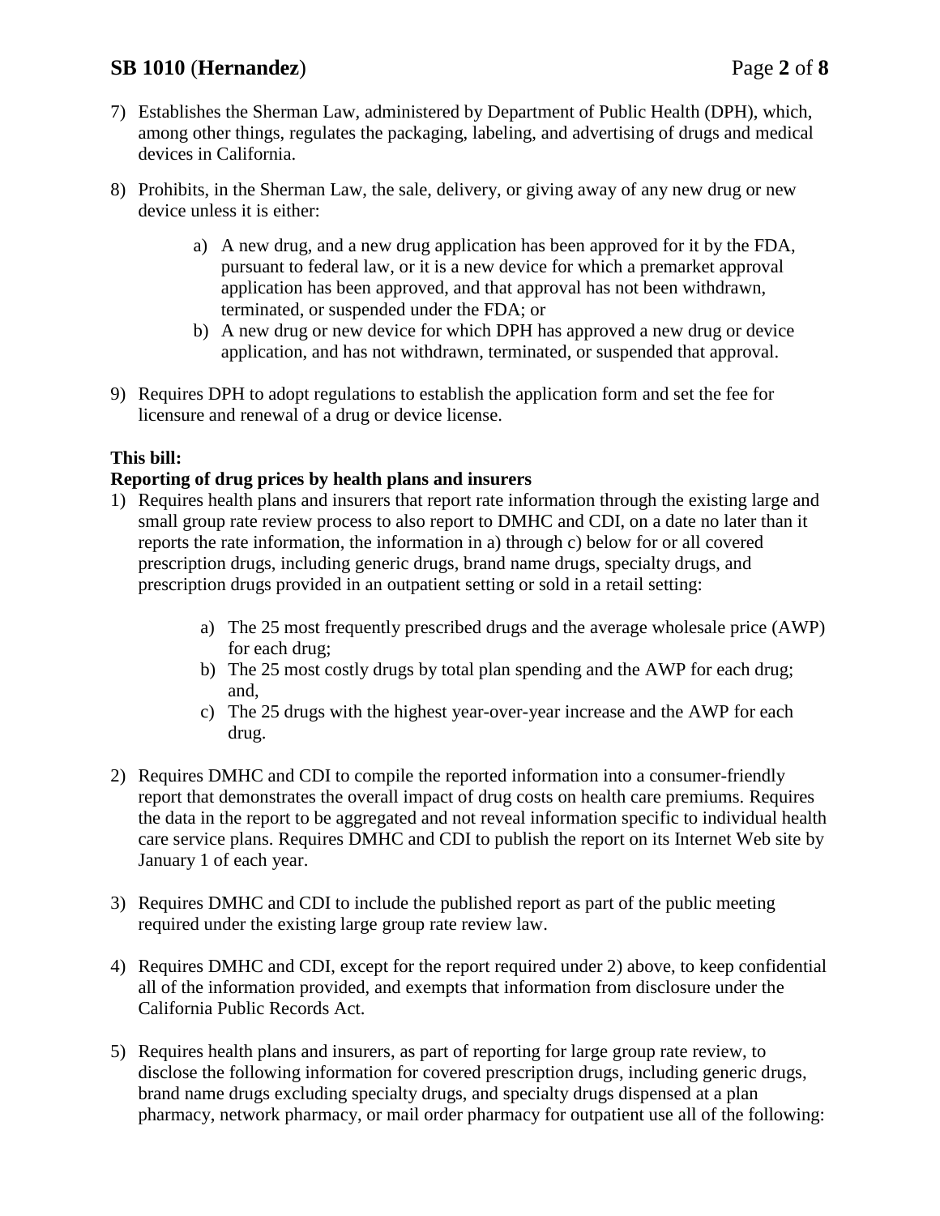7) Establishes the Sherman Law, administered by Department of Public Health (DPH), which, among other things, regulates the packaging, labeling, and advertising of drugs and medical devices in California.

8) Prohibits, in the Sherman Law, the sale, delivery, or giving away of any new drug or new device unless it is either:

    a) A new drug, and a new drug application has been approved for it by the FDA, pursuant to federal law, or it is a new device for which a premarket approval application has been approved, and that approval has not been withdrawn, terminated, or suspended under the FDA; or
    b) A new drug or new device for which DPH has approved a new drug or device application, and has not withdrawn, terminated, or suspended that approval.

9) Requires DPH to adopt regulations to establish the application form and set the fee for licensure and renewal of a drug or device license.

**This bill:**

**Reporting of drug prices by health plans and insurers**

1) Requires health plans and insurers that report rate information through the existing large and small group rate review process to also report to DMHC and CDI, on a date no later than it reports the rate information, the information in a) through c) below for or all covered prescription drugs, including generic drugs, brand name drugs, specialty drugs, and prescription drugs provided in an outpatient setting or sold in a retail setting:

    a) The 25 most frequently prescribed drugs and the average wholesale price (AWP) for each drug;
    b) The 25 most costly drugs by total plan spending and the AWP for each drug; and,
    c) The 25 drugs with the highest year-over-year increase and the AWP for each drug.

2) Requires DMHC and CDI to compile the reported information into a consumer-friendly report that demonstrates the overall impact of drug costs on health care premiums. Requires the data in the report to be aggregated and not reveal information specific to individual health care service plans. Requires DMHC and CDI to publish the report on its Internet Web site by January 1 of each year.

3) Requires DMHC and CDI to include the published report as part of the public meeting required under the existing large group rate review law.

4) Requires DMHC and CDI, except for the report required under 2) above, to keep confidential all of the information provided, and exempts that information from disclosure under the California Public Records Act.

5) Requires health plans and insurers, as part of reporting for large group rate review, to disclose the following information for covered prescription drugs, including generic drugs, brand name drugs excluding specialty drugs, and specialty drugs dispensed at a plan pharmacy, network pharmacy, or mail order pharmacy for outpatient use all of the following: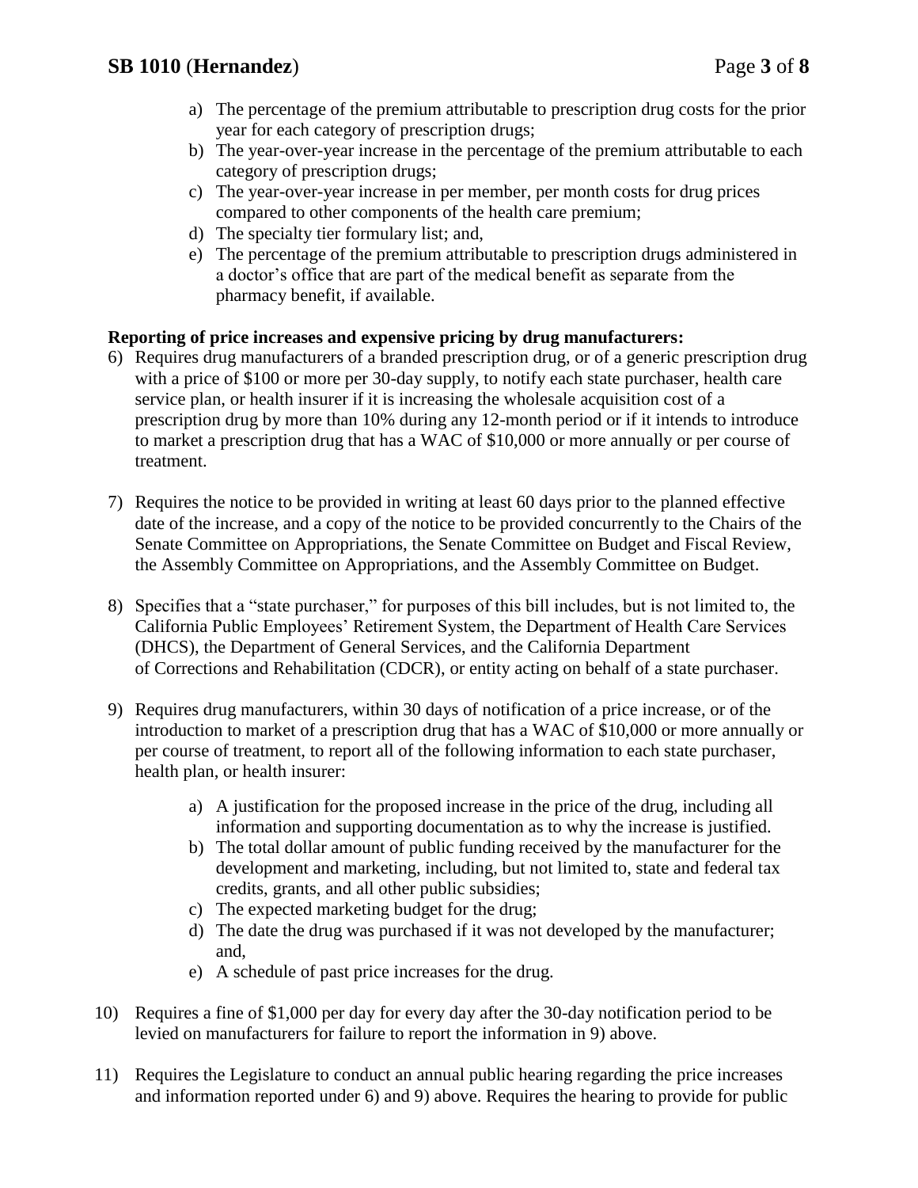a) The percentage of the premium attributable to prescription drug costs for the prior year for each category of prescription drugs;
b) The year-over-year increase in the percentage of the premium attributable to each category of prescription drugs;
c) The year-over-year increase in per member, per month costs for drug prices compared to other components of the health care premium;
d) The specialty tier formulary list; and,
e) The percentage of the premium attributable to prescription drugs administered in a doctor's office that are part of the medical benefit as separate from the pharmacy benefit, if available.

**Reporting of price increases and expensive pricing by drug manufacturers:**

6) Requires drug manufacturers of a branded prescription drug, or of a generic prescription drug with a price of $100 or more per 30-day supply, to notify each state purchaser, health care service plan, or health insurer if it is increasing the wholesale acquisition cost of a prescription drug by more than 10% during any 12-month period or if it intends to introduce to market a prescription drug that has a WAC of $10,000 or more annually or per course of treatment.

7) Requires the notice to be provided in writing at least 60 days prior to the planned effective date of the increase, and a copy of the notice to be provided concurrently to the Chairs of the Senate Committee on Appropriations, the Senate Committee on Budget and Fiscal Review, the Assembly Committee on Appropriations, and the Assembly Committee on Budget.

8) Specifies that a "state purchaser," for purposes of this bill includes, but is not limited to, the California Public Employees' Retirement System, the Department of Health Care Services (DHCS), the Department of General Services, and the California Department of Corrections and Rehabilitation (CDCR), or entity acting on behalf of a state purchaser.

9) Requires drug manufacturers, within 30 days of notification of a price increase, or of the introduction to market of a prescription drug that has a WAC of $10,000 or more annually or per course of treatment, to report all of the following information to each state purchaser, health plan, or health insurer:

   a) A justification for the proposed increase in the price of the drug, including all information and supporting documentation as to why the increase is justified.
   b) The total dollar amount of public funding received by the manufacturer for the development and marketing, including, but not limited to, state and federal tax credits, grants, and all other public subsidies;
   c) The expected marketing budget for the drug;
   d) The date the drug was purchased if it was not developed by the manufacturer; and,
   e) A schedule of past price increases for the drug.

10) Requires a fine of $1,000 per day for every day after the 30-day notification period to be levied on manufacturers for failure to report the information in 9) above.

11) Requires the Legislature to conduct an annual public hearing regarding the price increases and information reported under 6) and 9) above. Requires the hearing to provide for public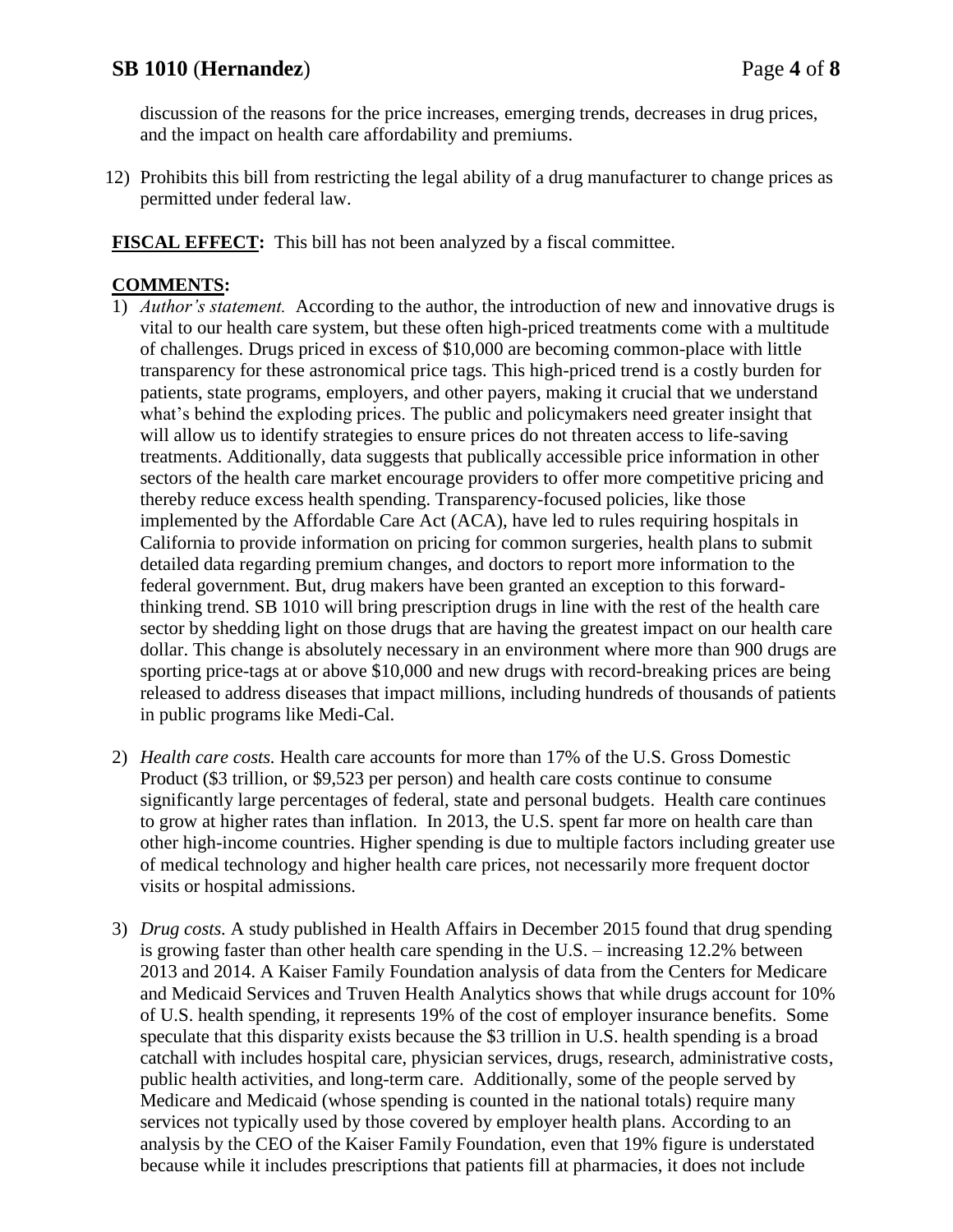discussion of the reasons for the price increases, emerging trends, decreases in drug prices, and the impact on health care affordability and premiums.

12) Prohibits this bill from restricting the legal ability of a drug manufacturer to change prices as permitted under federal law.

**FISCAL EFFECT:** This bill has not been analyzed by a fiscal committee.

**COMMENTS:**

1) *Author's statement.* According to the author, the introduction of new and innovative drugs is vital to our health care system, but these often high-priced treatments come with a multitude of challenges. Drugs priced in excess of $10,000 are becoming common-place with little transparency for these astronomical price tags. This high-priced trend is a costly burden for patients, state programs, employers, and other payers, making it crucial that we understand what's behind the exploding prices. The public and policymakers need greater insight that will allow us to identify strategies to ensure prices do not threaten access to life-saving treatments. Additionally, data suggests that publically accessible price information in other sectors of the health care market encourage providers to offer more competitive pricing and thereby reduce excess health spending. Transparency-focused policies, like those implemented by the Affordable Care Act (ACA), have led to rules requiring hospitals in California to provide information on pricing for common surgeries, health plans to submit detailed data regarding premium changes, and doctors to report more information to the federal government. But, drug makers have been granted an exception to this forward-thinking trend. SB 1010 will bring prescription drugs in line with the rest of the health care sector by shedding light on those drugs that are having the greatest impact on our health care dollar. This change is absolutely necessary in an environment where more than 900 drugs are sporting price-tags at or above $10,000 and new drugs with record-breaking prices are being released to address diseases that impact millions, including hundreds of thousands of patients in public programs like Medi-Cal.

2) *Health care costs.* Health care accounts for more than 17% of the U.S. Gross Domestic Product ($3 trillion, or $9,523 per person) and health care costs continue to consume significantly large percentages of federal, state and personal budgets. Health care continues to grow at higher rates than inflation. In 2013, the U.S. spent far more on health care than other high-income countries. Higher spending is due to multiple factors including greater use of medical technology and higher health care prices, not necessarily more frequent doctor visits or hospital admissions.

3) *Drug costs.* A study published in Health Affairs in December 2015 found that drug spending is growing faster than other health care spending in the U.S. – increasing 12.2% between 2013 and 2014. A Kaiser Family Foundation analysis of data from the Centers for Medicare and Medicaid Services and Truven Health Analytics shows that while drugs account for 10% of U.S. health spending, it represents 19% of the cost of employer insurance benefits. Some speculate that this disparity exists because the $3 trillion in U.S. health spending is a broad catchall with includes hospital care, physician services, drugs, research, administrative costs, public health activities, and long-term care. Additionally, some of the people served by Medicare and Medicaid (whose spending is counted in the national totals) require many services not typically used by those covered by employer health plans. According to an analysis by the CEO of the Kaiser Family Foundation, even that 19% figure is understated because while it includes prescriptions that patients fill at pharmacies, it does not include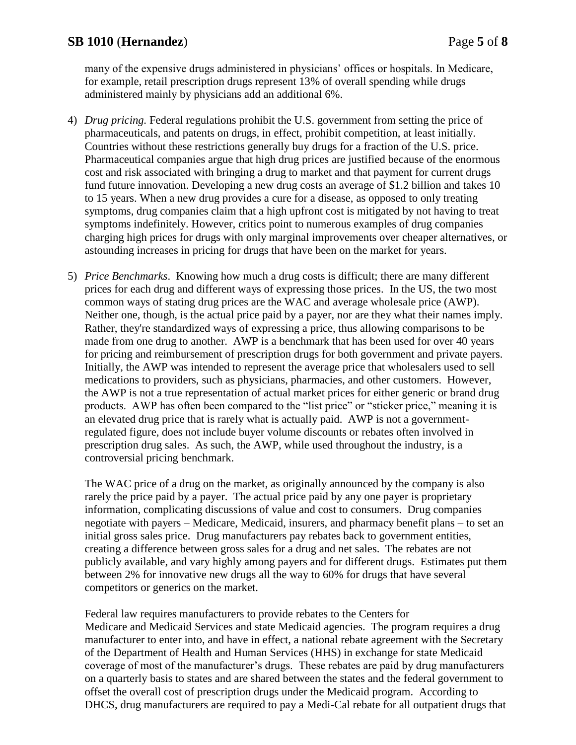many of the expensive drugs administered in physicians' offices or hospitals. In Medicare, for example, retail prescription drugs represent 13% of overall spending while drugs administered mainly by physicians add an additional 6%.

4) *Drug pricing.* Federal regulations prohibit the U.S. government from setting the price of pharmaceuticals, and patents on drugs, in effect, prohibit competition, at least initially. Countries without these restrictions generally buy drugs for a fraction of the U.S. price. Pharmaceutical companies argue that high drug prices are justified because of the enormous cost and risk associated with bringing a drug to market and that payment for current drugs fund future innovation. Developing a new drug costs an average of $1.2 billion and takes 10 to 15 years. When a new drug provides a cure for a disease, as opposed to only treating symptoms, drug companies claim that a high upfront cost is mitigated by not having to treat symptoms indefinitely. However, critics point to numerous examples of drug companies charging high prices for drugs with only marginal improvements over cheaper alternatives, or astounding increases in pricing for drugs that have been on the market for years.

5) *Price Benchmarks*. Knowing how much a drug costs is difficult; there are many different prices for each drug and different ways of expressing those prices. In the US, the two most common ways of stating drug prices are the WAC and average wholesale price (AWP). Neither one, though, is the actual price paid by a payer, nor are they what their names imply. Rather, they're standardized ways of expressing a price, thus allowing comparisons to be made from one drug to another. AWP is a benchmark that has been used for over 40 years for pricing and reimbursement of prescription drugs for both government and private payers. Initially, the AWP was intended to represent the average price that wholesalers used to sell medications to providers, such as physicians, pharmacies, and other customers. However, the AWP is not a true representation of actual market prices for either generic or brand drug products. AWP has often been compared to the "list price" or "sticker price," meaning it is an elevated drug price that is rarely what is actually paid. AWP is not a government-regulated figure, does not include buyer volume discounts or rebates often involved in prescription drug sales. As such, the AWP, while used throughout the industry, is a controversial pricing benchmark.

   The WAC price of a drug on the market, as originally announced by the company is also rarely the price paid by a payer. The actual price paid by any one payer is proprietary information, complicating discussions of value and cost to consumers. Drug companies negotiate with payers – Medicare, Medicaid, insurers, and pharmacy benefit plans – to set an initial gross sales price. Drug manufacturers pay rebates back to government entities, creating a difference between gross sales for a drug and net sales. The rebates are not publicly available, and vary highly among payers and for different drugs. Estimates put them between 2% for innovative new drugs all the way to 60% for drugs that have several competitors or generics on the market.

   Federal law requires manufacturers to provide rebates to the Centers for Medicare and Medicaid Services and state Medicaid agencies. The program requires a drug manufacturer to enter into, and have in effect, a national rebate agreement with the Secretary of the Department of Health and Human Services (HHS) in exchange for state Medicaid coverage of most of the manufacturer's drugs. These rebates are paid by drug manufacturers on a quarterly basis to states and are shared between the states and the federal government to offset the overall cost of prescription drugs under the Medicaid program. According to DHCS, drug manufacturers are required to pay a Medi-Cal rebate for all outpatient drugs that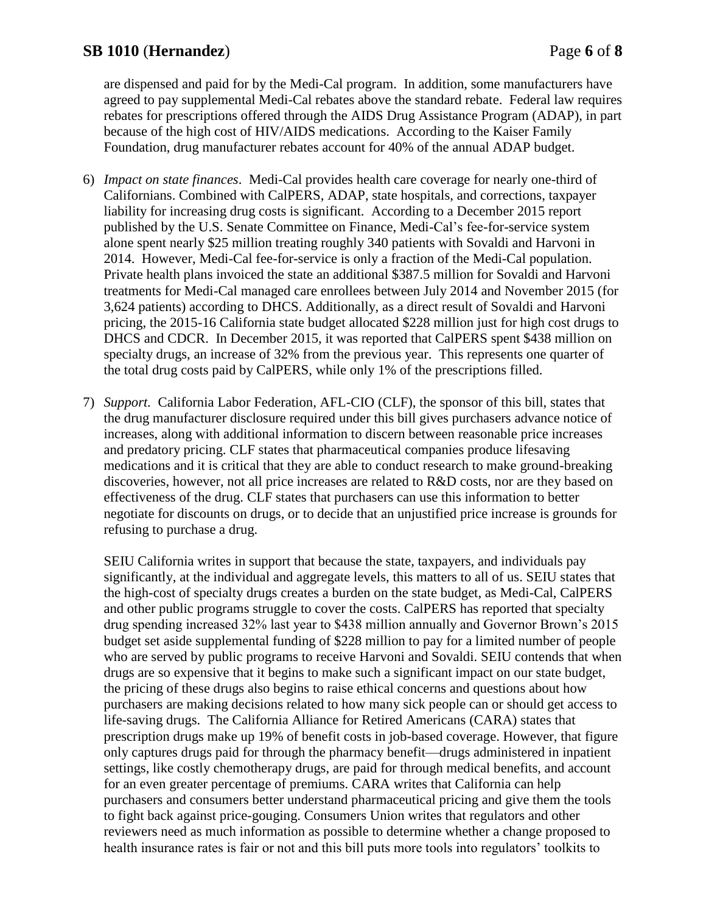are dispensed and paid for by the Medi-Cal program. In addition, some manufacturers have agreed to pay supplemental Medi-Cal rebates above the standard rebate. Federal law requires rebates for prescriptions offered through the AIDS Drug Assistance Program (ADAP), in part because of the high cost of HIV/AIDS medications. According to the Kaiser Family Foundation, drug manufacturer rebates account for 40% of the annual ADAP budget.

6) *Impact on state finances*. Medi-Cal provides health care coverage for nearly one-third of Californians. Combined with CalPERS, ADAP, state hospitals, and corrections, taxpayer liability for increasing drug costs is significant. According to a December 2015 report published by the U.S. Senate Committee on Finance, Medi-Cal's fee-for-service system alone spent nearly $25 million treating roughly 340 patients with Sovaldi and Harvoni in 2014. However, Medi-Cal fee-for-service is only a fraction of the Medi-Cal population. Private health plans invoiced the state an additional $387.5 million for Sovaldi and Harvoni treatments for Medi-Cal managed care enrollees between July 2014 and November 2015 (for 3,624 patients) according to DHCS. Additionally, as a direct result of Sovaldi and Harvoni pricing, the 2015-16 California state budget allocated $228 million just for high cost drugs to DHCS and CDCR. In December 2015, it was reported that CalPERS spent $438 million on specialty drugs, an increase of 32% from the previous year. This represents one quarter of the total drug costs paid by CalPERS, while only 1% of the prescriptions filled.

7) *Support*. California Labor Federation, AFL-CIO (CLF), the sponsor of this bill, states that the drug manufacturer disclosure required under this bill gives purchasers advance notice of increases, along with additional information to discern between reasonable price increases and predatory pricing. CLF states that pharmaceutical companies produce lifesaving medications and it is critical that they are able to conduct research to make ground-breaking discoveries, however, not all price increases are related to R&D costs, nor are they based on effectiveness of the drug. CLF states that purchasers can use this information to better negotiate for discounts on drugs, or to decide that an unjustified price increase is grounds for refusing to purchase a drug.

   SEIU California writes in support that because the state, taxpayers, and individuals pay significantly, at the individual and aggregate levels, this matters to all of us. SEIU states that the high-cost of specialty drugs creates a burden on the state budget, as Medi-Cal, CalPERS and other public programs struggle to cover the costs. CalPERS has reported that specialty drug spending increased 32% last year to $438 million annually and Governor Brown's 2015 budget set aside supplemental funding of $228 million to pay for a limited number of people who are served by public programs to receive Harvoni and Sovaldi. SEIU contends that when drugs are so expensive that it begins to make such a significant impact on our state budget, the pricing of these drugs also begins to raise ethical concerns and questions about how purchasers are making decisions related to how many sick people can or should get access to life-saving drugs. The California Alliance for Retired Americans (CARA) states that prescription drugs make up 19% of benefit costs in job-based coverage. However, that figure only captures drugs paid for through the pharmacy benefit—drugs administered in inpatient settings, like costly chemotherapy drugs, are paid for through medical benefits, and account for an even greater percentage of premiums. CARA writes that California can help purchasers and consumers better understand pharmaceutical pricing and give them the tools to fight back against price-gouging. Consumers Union writes that regulators and other reviewers need as much information as possible to determine whether a change proposed to health insurance rates is fair or not and this bill puts more tools into regulators' toolkits to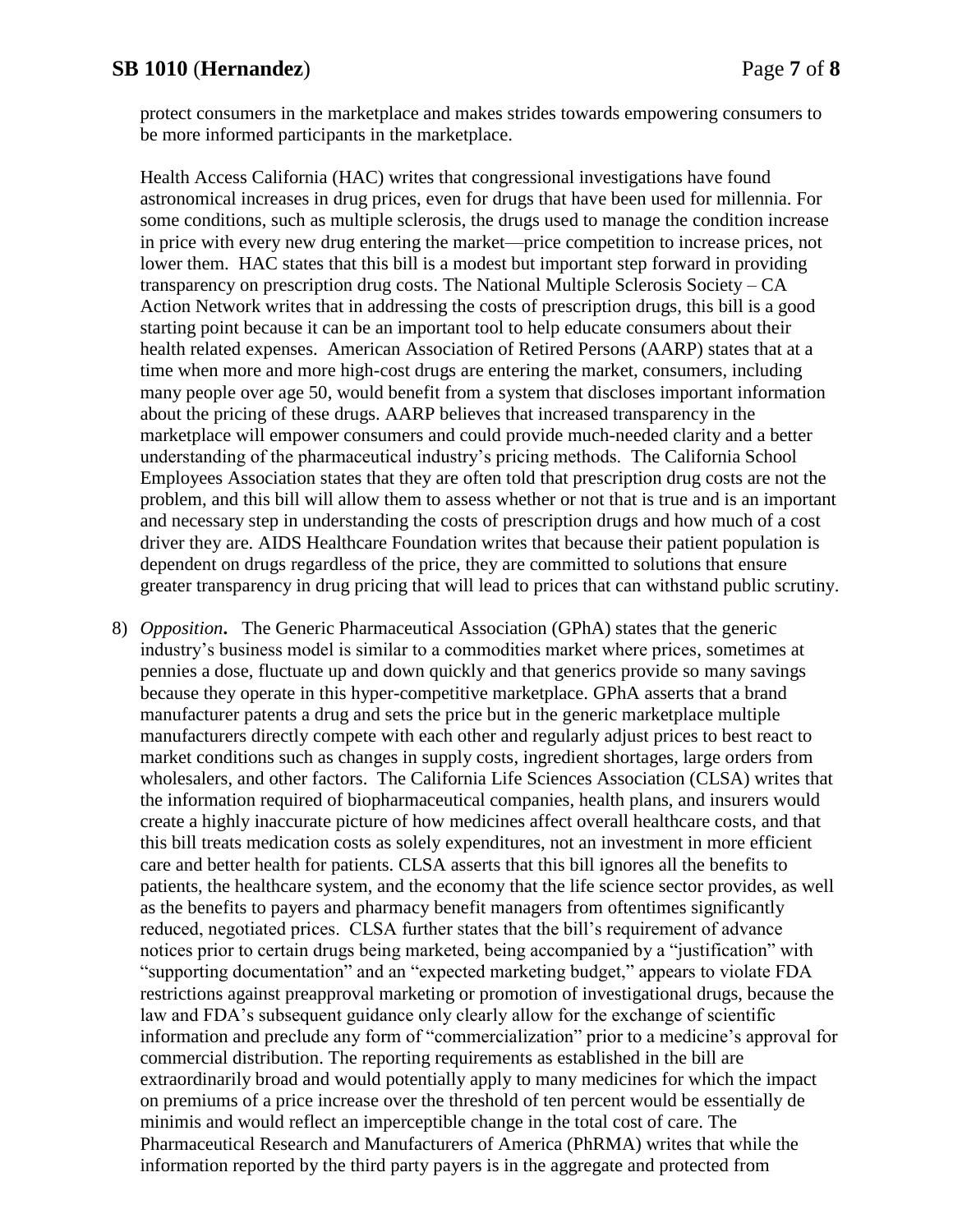protect consumers in the marketplace and makes strides towards empowering consumers to be more informed participants in the marketplace.

Health Access California (HAC) writes that congressional investigations have found astronomical increases in drug prices, even for drugs that have been used for millennia. For some conditions, such as multiple sclerosis, the drugs used to manage the condition increase in price with every new drug entering the market—price competition to increase prices, not lower them. HAC states that this bill is a modest but important step forward in providing transparency on prescription drug costs. The National Multiple Sclerosis Society – CA Action Network writes that in addressing the costs of prescription drugs, this bill is a good starting point because it can be an important tool to help educate consumers about their health related expenses. American Association of Retired Persons (AARP) states that at a time when more and more high-cost drugs are entering the market, consumers, including many people over age 50, would benefit from a system that discloses important information about the pricing of these drugs. AARP believes that increased transparency in the marketplace will empower consumers and could provide much-needed clarity and a better understanding of the pharmaceutical industry's pricing methods. The California School Employees Association states that they are often told that prescription drug costs are not the problem, and this bill will allow them to assess whether or not that is true and is an important and necessary step in understanding the costs of prescription drugs and how much of a cost driver they are. AIDS Healthcare Foundation writes that because their patient population is dependent on drugs regardless of the price, they are committed to solutions that ensure greater transparency in drug pricing that will lead to prices that can withstand public scrutiny.

8) *Opposition***.** The Generic Pharmaceutical Association (GPhA) states that the generic industry's business model is similar to a commodities market where prices, sometimes at pennies a dose, fluctuate up and down quickly and that generics provide so many savings because they operate in this hyper-competitive marketplace. GPhA asserts that a brand manufacturer patents a drug and sets the price but in the generic marketplace multiple manufacturers directly compete with each other and regularly adjust prices to best react to market conditions such as changes in supply costs, ingredient shortages, large orders from wholesalers, and other factors. The California Life Sciences Association (CLSA) writes that the information required of biopharmaceutical companies, health plans, and insurers would create a highly inaccurate picture of how medicines affect overall healthcare costs, and that this bill treats medication costs as solely expenditures, not an investment in more efficient care and better health for patients. CLSA asserts that this bill ignores all the benefits to patients, the healthcare system, and the economy that the life science sector provides, as well as the benefits to payers and pharmacy benefit managers from oftentimes significantly reduced, negotiated prices. CLSA further states that the bill's requirement of advance notices prior to certain drugs being marketed, being accompanied by a "justification" with "supporting documentation" and an "expected marketing budget," appears to violate FDA restrictions against preapproval marketing or promotion of investigational drugs, because the law and FDA's subsequent guidance only clearly allow for the exchange of scientific information and preclude any form of "commercialization" prior to a medicine's approval for commercial distribution. The reporting requirements as established in the bill are extraordinarily broad and would potentially apply to many medicines for which the impact on premiums of a price increase over the threshold of ten percent would be essentially de minimis and would reflect an imperceptible change in the total cost of care. The Pharmaceutical Research and Manufacturers of America (PhRMA) writes that while the information reported by the third party payers is in the aggregate and protected from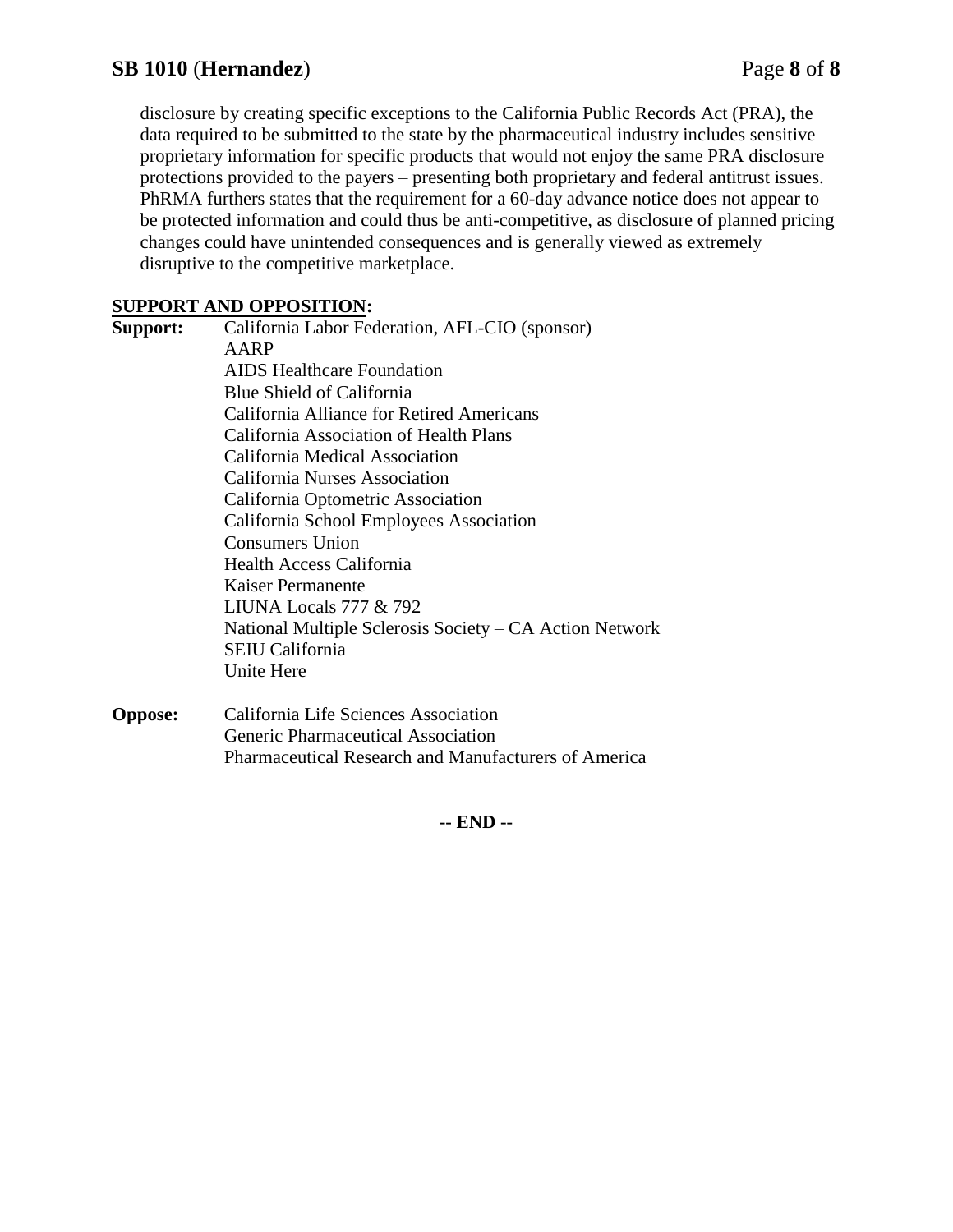disclosure by creating specific exceptions to the California Public Records Act (PRA), the data required to be submitted to the state by the pharmaceutical industry includes sensitive proprietary information for specific products that would not enjoy the same PRA disclosure protections provided to the payers – presenting both proprietary and federal antitrust issues. PhRMA furthers states that the requirement for a 60-day advance notice does not appear to be protected information and could thus be anti-competitive, as disclosure of planned pricing changes could have unintended consequences and is generally viewed as extremely disruptive to the competitive marketplace.

**SUPPORT AND OPPOSITION:**

**Support:**
- California Labor Federation, AFL-CIO (sponsor)
- AARP
- AIDS Healthcare Foundation
- Blue Shield of California
- California Alliance for Retired Americans
- California Association of Health Plans
- California Medical Association
- California Nurses Association
- California Optometric Association
- California School Employees Association
- Consumers Union
- Health Access California
- Kaiser Permanente
- LIUNA Locals 777 & 792
- National Multiple Sclerosis Society – CA Action Network
- SEIU California
- Unite Here

**Oppose:**
- California Life Sciences Association
- Generic Pharmaceutical Association
- Pharmaceutical Research and Manufacturers of America

**-- END --**